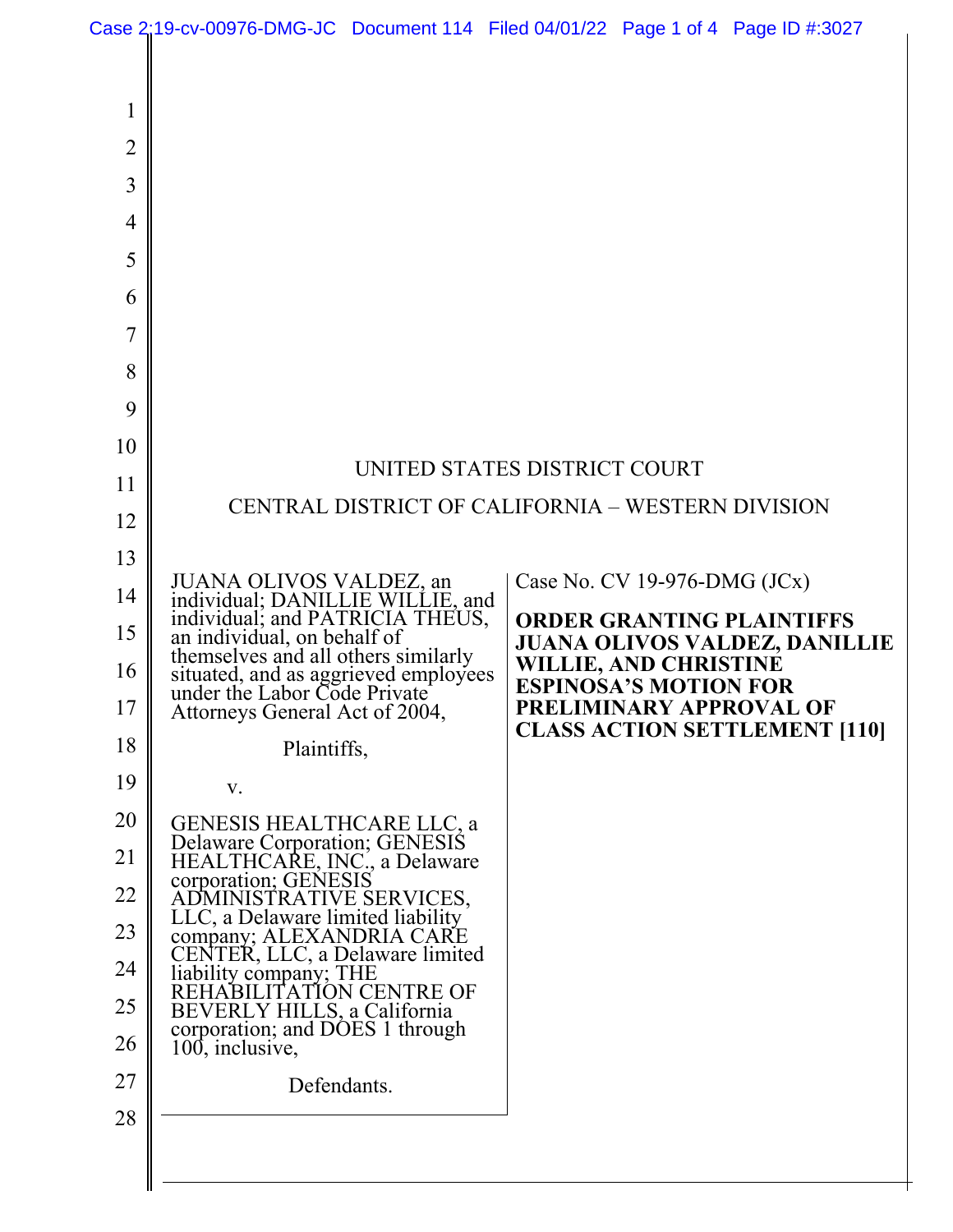UNITED STATES DISTRICT COURT

CENTRAL DISTRICT OF CALIFORNIA – WESTERN DIVISION

JUANA OLIVOS VALDEZ, an individual; DANILLIE WILLIE, and individual; and PATRICIA THEUS, an individual, on behalf of themselves and all others similarly situated, and as aggrieved employees under the Labor Code Private Attorneys General Act of 2004,

Plaintiffs,

v.

GENESIS HEALTHCARE LLC, a Delaware Corporation; GENESIS HEALTHCARE, INC., a Delaware corporation; GENESIS ADMINISTRATIVE SERVICES, LLC, a Delaware limited liability company; ALEXANDRIA CARE CENTER, LLC, a Delaware limited liability company; THE REHABILITATION CENTRE OF BEVERLY HILLS, a California corporation; and DOES 1 through 100, inclusive,

Defendants.

Case No. CV 19-976-DMG (JCx)

**ORDER GRANTING PLAINTIFFS JUANA OLIVOS VALDEZ, DANILLIE WILLIE, AND CHRISTINE ESPINOSA'S MOTION FOR PRELIMINARY APPROVAL OF CLASS ACTION SETTLEMENT [110]**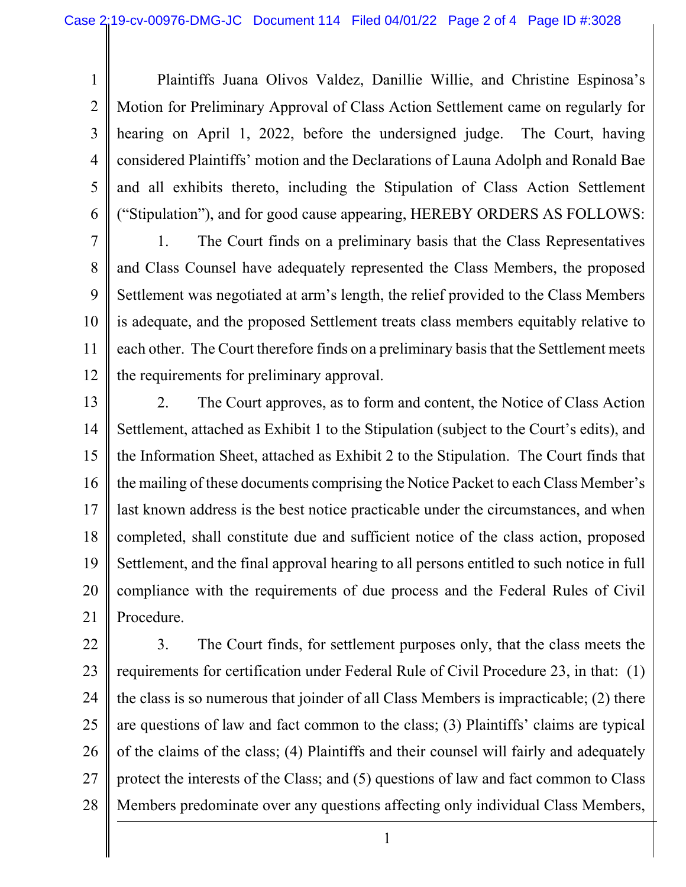Plaintiffs Juana Olivos Valdez, Danillie Willie, and Christine Espinosa's Motion for Preliminary Approval of Class Action Settlement came on regularly for hearing on April 1, 2022, before the undersigned judge. The Court, having considered Plaintiffs' motion and the Declarations of Launa Adolph and Ronald Bae and all exhibits thereto, including the Stipulation of Class Action Settlement ("Stipulation"), and for good cause appearing, HEREBY ORDERS AS FOLLOWS:

1. The Court finds on a preliminary basis that the Class Representatives and Class Counsel have adequately represented the Class Members, the proposed Settlement was negotiated at arm's length, the relief provided to the Class Members is adequate, and the proposed Settlement treats class members equitably relative to each other. The Court therefore finds on a preliminary basis that the Settlement meets the requirements for preliminary approval.

2. The Court approves, as to form and content, the Notice of Class Action Settlement, attached as Exhibit 1 to the Stipulation (subject to the Court's edits), and the Information Sheet, attached as Exhibit 2 to the Stipulation. The Court finds that the mailing of these documents comprising the Notice Packet to each Class Member's last known address is the best notice practicable under the circumstances, and when completed, shall constitute due and sufficient notice of the class action, proposed Settlement, and the final approval hearing to all persons entitled to such notice in full compliance with the requirements of due process and the Federal Rules of Civil Procedure.

3. The Court finds, for settlement purposes only, that the class meets the requirements for certification under Federal Rule of Civil Procedure 23, in that: (1) the class is so numerous that joinder of all Class Members is impracticable; (2) there are questions of law and fact common to the class; (3) Plaintiffs' claims are typical of the claims of the class; (4) Plaintiffs and their counsel will fairly and adequately protect the interests of the Class; and (5) questions of law and fact common to Class Members predominate over any questions affecting only individual Class Members,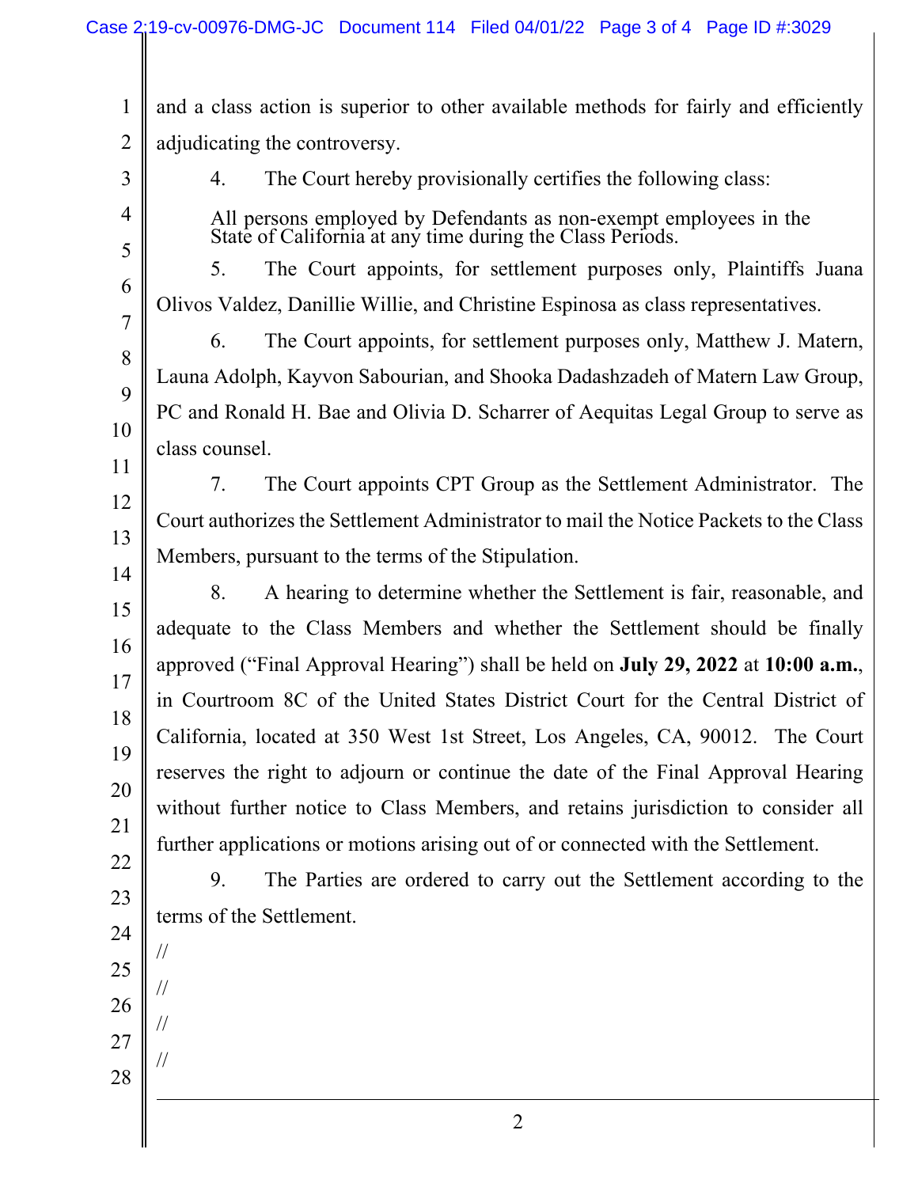and a class action is superior to other available methods for fairly and efficiently adjudicating the controversy.

4. The Court hereby provisionally certifies the following class:

> All persons employed by Defendants as non-exempt employees in the State of California at any time during the Class Periods.

5. The Court appoints, for settlement purposes only, Plaintiffs Juana Olivos Valdez, Danillie Willie, and Christine Espinosa as class representatives.

6. The Court appoints, for settlement purposes only, Matthew J. Matern, Launa Adolph, Kayvon Sabourian, and Shooka Dadashzadeh of Matern Law Group, PC and Ronald H. Bae and Olivia D. Scharrer of Aequitas Legal Group to serve as class counsel.

7. The Court appoints CPT Group as the Settlement Administrator. The Court authorizes the Settlement Administrator to mail the Notice Packets to the Class Members, pursuant to the terms of the Stipulation.

8. A hearing to determine whether the Settlement is fair, reasonable, and adequate to the Class Members and whether the Settlement should be finally approved ("Final Approval Hearing") shall be held on **July 29, 2022** at **10:00 a.m.**, in Courtroom 8C of the United States District Court for the Central District of California, located at 350 West 1st Street, Los Angeles, CA, 90012. The Court reserves the right to adjourn or continue the date of the Final Approval Hearing without further notice to Class Members, and retains jurisdiction to consider all further applications or motions arising out of or connected with the Settlement.

9. The Parties are ordered to carry out the Settlement according to the terms of the Settlement.

//

//

//

//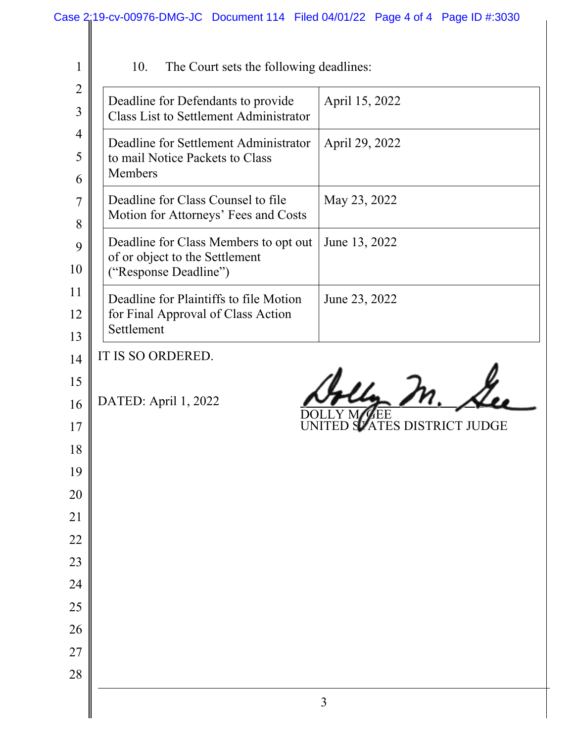10. The Court sets the following deadlines:

| | |
|---|---|
| Deadline for Defendants to provide Class List to Settlement Administrator | April 15, 2022 |
| Deadline for Settlement Administrator to mail Notice Packets to Class Members | April 29, 2022 |
| Deadline for Class Counsel to file Motion for Attorneys' Fees and Costs | May 23, 2022 |
| Deadline for Class Members to opt out of or object to the Settlement ("Response Deadline") | June 13, 2022 |
| Deadline for Plaintiffs to file Motion for Final Approval of Class Action Settlement | June 23, 2022 |

IT IS SO ORDERED.

DATED: April 1, 2022

DOLLY M. GEE
UNITED STATES DISTRICT JUDGE